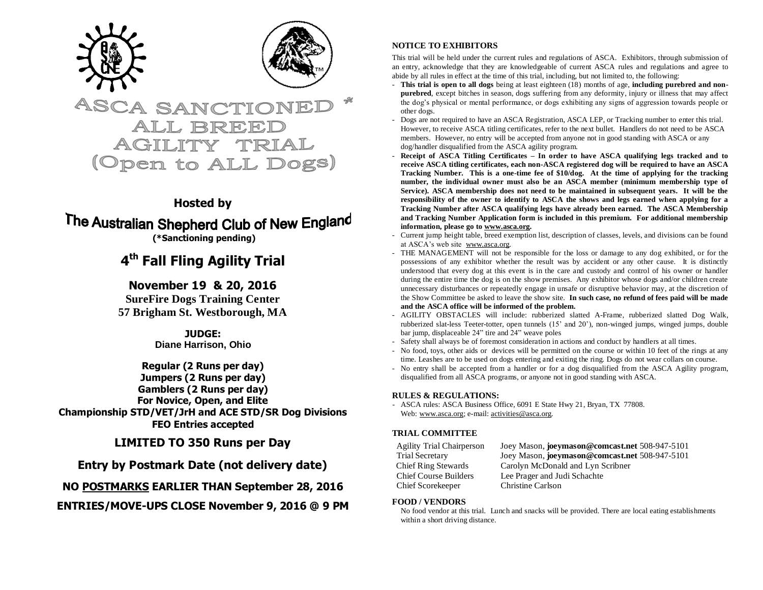# ASCA SANCTIONED * ALL BREED AGILITY TRIAL (Open to ALL Dogs)

**Hosted by**

## The Australian Shepherd Club of New England

**(*Sanctioning pending)**

## 4th Fall Fling Agility Trial

**November 19 & 20, 2016**
**SureFire Dogs Training Center**
**57 Brigham St. Westborough, MA**

**JUDGE:**
**Diane Harrison, Ohio**

**Regular (2 Runs per day)**
**Jumpers (2 Runs per day)**
**Gamblers (2 Runs per day)**
**For Novice, Open, and Elite**
**Championship STD/VET/JrH and ACE STD/SR Dog Divisions**
**FEO Entries accepted**

**LIMITED TO 350 Runs per Day**

**Entry by Postmark Date (not delivery date)**

**NO POSTMARKS EARLIER THAN September 28, 2016**

**ENTRIES/MOVE-UPS CLOSE November 9, 2016 @ 9 PM**

### NOTICE TO EXHIBITORS

This trial will be held under the current rules and regulations of ASCA. Exhibitors, through submission of an entry, acknowledge that they are knowledgeable of current ASCA rules and regulations and agree to abide by all rules in effect at the time of this trial, including, but not limited to, the following:

- **This trial is open to all dogs** being at least eighteen (18) months of age, **including purebred and non-purebred**, except bitches in season, dogs suffering from any deformity, injury or illness that may affect the dog's physical or mental performance, or dogs exhibiting any signs of aggression towards people or other dogs.
- Dogs are not required to have an ASCA Registration, ASCA LEP, or Tracking number to enter this trial. However, to receive ASCA titling certificates, refer to the next bullet. Handlers do not need to be ASCA members. However, no entry will be accepted from anyone not in good standing with ASCA or any dog/handler disqualified from the ASCA agility program.
- **Receipt of ASCA Titling Certificates – In order to have ASCA qualifying legs tracked and to receive ASCA titling certificates, each non-ASCA registered dog will be required to have an ASCA Tracking Number. This is a one-time fee of $10/dog. At the time of applying for the tracking number, the individual owner must also be an ASCA member (minimum membership type of Service). ASCA membership does not need to be maintained in subsequent years. It will be the responsibility of the owner to identify to ASCA the shows and legs earned when applying for a Tracking Number after ASCA qualifying legs have already been earned. The ASCA Membership and Tracking Number Application form is included in this premium. For additional membership information, please go to www.asca.org.**
- Current jump height table, breed exemption list, description of classes, levels, and divisions can be found at ASCA's web site www.asca.org.
- THE MANAGEMENT will not be responsible for the loss or damage to any dog exhibited, or for the possessions of any exhibitor whether the result was by accident or any other cause. It is distinctly understood that every dog at this event is in the care and custody and control of his owner or handler during the entire time the dog is on the show premises. Any exhibitor whose dogs and/or children create unnecessary disturbances or repeatedly engage in unsafe or disruptive behavior may, at the discretion of the Show Committee be asked to leave the show site. **In such case, no refund of fees paid will be made and the ASCA office will be informed of the problem.**
- AGILITY OBSTACLES will include: rubberized slatted A-Frame, rubberized slatted Dog Walk, rubberized slat-less Teeter-totter, open tunnels (15' and 20'), non-winged jumps, winged jumps, double bar jump, displaceable 24" tire and 24" weave poles
- Safety shall always be of foremost consideration in actions and conduct by handlers at all times.
- No food, toys, other aids or devices will be permitted on the course or within 10 feet of the rings at any time. Leashes are to be used on dogs entering and exiting the ring. Dogs do not wear collars on course.
- No entry shall be accepted from a handler or for a dog disqualified from the ASCA Agility program, disqualified from all ASCA programs, or anyone not in good standing with ASCA.

### RULES & REGULATIONS:

- ASCA rules: ASCA Business Office, 6091 E State Hwy 21, Bryan, TX 77808.
  Web: www.asca.org; e-mail: activities@asca.org.

### TRIAL COMMITTEE

| | |
|---|---|
| Agility Trial Chairperson | Joey Mason, **joeymason@comcast.net** 508-947-5101 |
| Trial Secretary | Joey Mason, **joeymason@comcast.net** 508-947-5101 |
| Chief Ring Stewards | Carolyn McDonald and Lyn Scribner |
| Chief Course Builders | Lee Prager and Judi Schachte |
| Chief Scorekeeper | Christine Carlson |

### FOOD / VENDORS

No food vendor at this trial. Lunch and snacks will be provided. There are local eating establishments within a short driving distance.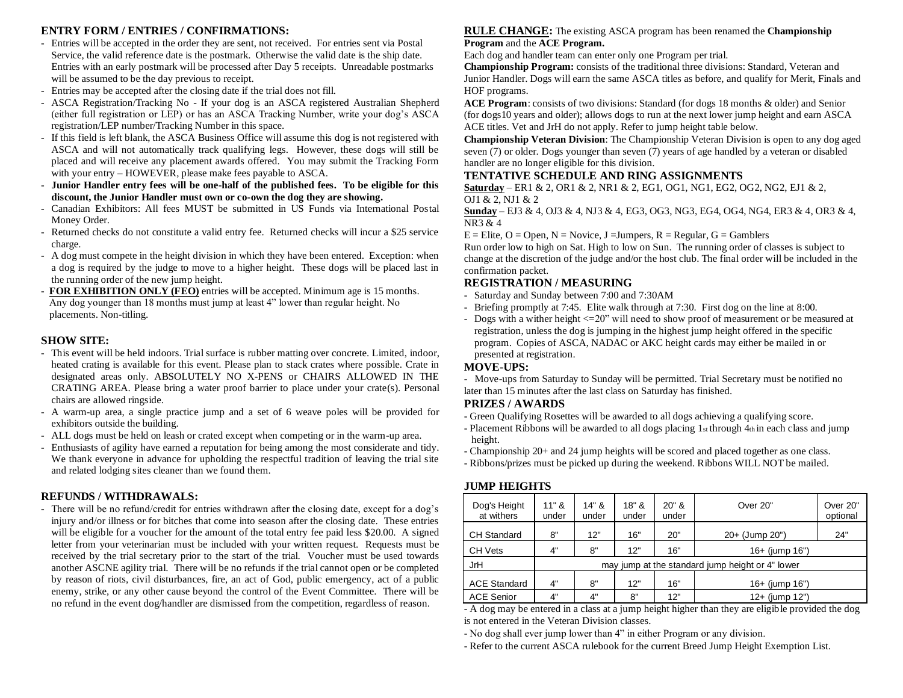## ENTRY FORM / ENTRIES / CONFIRMATIONS:

- Entries will be accepted in the order they are sent, not received. For entries sent via Postal Service, the valid reference date is the postmark. Otherwise the valid date is the ship date. Entries with an early postmark will be processed after Day 5 receipts. Unreadable postmarks will be assumed to be the day previous to receipt.
- Entries may be accepted after the closing date if the trial does not fill.
- ASCA Registration/Tracking No - If your dog is an ASCA registered Australian Shepherd (either full registration or LEP) or has an ASCA Tracking Number, write your dog's ASCA registration/LEP number/Tracking Number in this space.
- If this field is left blank, the ASCA Business Office will assume this dog is not registered with ASCA and will not automatically track qualifying legs. However, these dogs will still be placed and will receive any placement awards offered. You may submit the Tracking Form with your entry – HOWEVER, please make fees payable to ASCA.
- **Junior Handler entry fees will be one-half of the published fees. To be eligible for this discount, the Junior Handler must own or co-own the dog they are showing.**
- Canadian Exhibitors: All fees MUST be submitted in US Funds via International Postal Money Order.
- Returned checks do not constitute a valid entry fee. Returned checks will incur a $25 service charge.
- A dog must compete in the height division in which they have been entered. Exception: when a dog is required by the judge to move to a higher height. These dogs will be placed last in the running order of the new jump height.
- **FOR EXHIBITION ONLY (FEO)** entries will be accepted. Minimum age is 15 months. Any dog younger than 18 months must jump at least 4" lower than regular height. No placements. Non-titling.

## SHOW SITE:

- This event will be held indoors. Trial surface is rubber matting over concrete. Limited, indoor, heated crating is available for this event. Please plan to stack crates where possible. Crate in designated areas only. ABSOLUTELY NO X-PENS or CHAIRS ALLOWED IN THE CRATING AREA. Please bring a water proof barrier to place under your crate(s). Personal chairs are allowed ringside.
- A warm-up area, a single practice jump and a set of 6 weave poles will be provided for exhibitors outside the building.
- ALL dogs must be held on leash or crated except when competing or in the warm-up area.
- Enthusiasts of agility have earned a reputation for being among the most considerate and tidy. We thank everyone in advance for upholding the respectful tradition of leaving the trial site and related lodging sites cleaner than we found them.

## REFUNDS / WITHDRAWALS:

- There will be no refund/credit for entries withdrawn after the closing date, except for a dog's injury and/or illness or for bitches that come into season after the closing date. These entries will be eligible for a voucher for the amount of the total entry fee paid less $20.00. A signed letter from your veterinarian must be included with your written request. Requests must be received by the trial secretary prior to the start of the trial. Voucher must be used towards another ASCNE agility trial. There will be no refunds if the trial cannot open or be completed by reason of riots, civil disturbances, fire, an act of God, public emergency, act of a public enemy, strike, or any other cause beyond the control of the Event Committee. There will be no refund in the event dog/handler are dismissed from the competition, regardless of reason.

**RULE CHANGE:** The existing ASCA program has been renamed the **Championship Program** and the **ACE Program.**

Each dog and handler team can enter only one Program per trial.

**Championship Program:** consists of the traditional three divisions: Standard, Veteran and Junior Handler. Dogs will earn the same ASCA titles as before, and qualify for Merit, Finals and HOF programs.

**ACE Program**: consists of two divisions: Standard (for dogs 18 months & older) and Senior (for dogs10 years and older); allows dogs to run at the next lower jump height and earn ASCA ACE titles. Vet and JrH do not apply. Refer to jump height table below.

**Championship Veteran Division**: The Championship Veteran Division is open to any dog aged seven (7) or older. Dogs younger than seven (7) years of age handled by a veteran or disabled handler are no longer eligible for this division.

## TENTATIVE SCHEDULE AND RING ASSIGNMENTS

**Saturday** – ER1 & 2, OR1 & 2, NR1 & 2, EG1, OG1, NG1, EG2, OG2, NG2, EJ1 & 2, OJ1 & 2, NJ1 & 2

**Sunday** – EJ3 & 4, OJ3 & 4, NJ3 & 4, EG3, OG3, NG3, EG4, OG4, NG4, ER3 & 4, OR3 & 4, NR3 & 4

E = Elite, O = Open, N = Novice, J =Jumpers, R = Regular, G = Gamblers

Run order low to high on Sat. High to low on Sun. The running order of classes is subject to change at the discretion of the judge and/or the host club. The final order will be included in the confirmation packet.

## REGISTRATION / MEASURING

- Saturday and Sunday between 7:00 and 7:30AM
- Briefing promptly at 7:45. Elite walk through at 7:30. First dog on the line at 8:00.
- Dogs with a wither height <=20" will need to show proof of measurement or be measured at registration, unless the dog is jumping in the highest jump height offered in the specific program. Copies of ASCA, NADAC or AKC height cards may either be mailed in or presented at registration.

## MOVE-UPS:

- Move-ups from Saturday to Sunday will be permitted. Trial Secretary must be notified no later than 15 minutes after the last class on Saturday has finished.

## PRIZES / AWARDS

- Green Qualifying Rosettes will be awarded to all dogs achieving a qualifying score.
- Placement Ribbons will be awarded to all dogs placing 1st through 4th in each class and jump height.
- Championship 20+ and 24 jump heights will be scored and placed together as one class.
- Ribbons/prizes must be picked up during the weekend. Ribbons WILL NOT be mailed.

## JUMP HEIGHTS

| Dog's Height at withers | 11" & under | 14" & under | 18" & under | 20" & under | Over 20" | Over 20" optional |
|---|---|---|---|---|---|---|
| CH Standard | 8" | 12" | 16" | 20" | 20+ (Jump 20") | 24" |
| CH Vets | 4" | 8" | 12" | 16" | 16+ (jump 16") | |
| JrH | may jump at the standard jump height or 4" lower | | | | | |
| ACE Standard | 4" | 8" | 12" | 16" | 16+ (jump 16") | |
| ACE Senior | 4" | 4" | 8" | 12" | 12+ (jump 12") | |

- A dog may be entered in a class at a jump height higher than they are eligible provided the dog is not entered in the Veteran Division classes.
- No dog shall ever jump lower than 4" in either Program or any division.
- Refer to the current ASCA rulebook for the current Breed Jump Height Exemption List.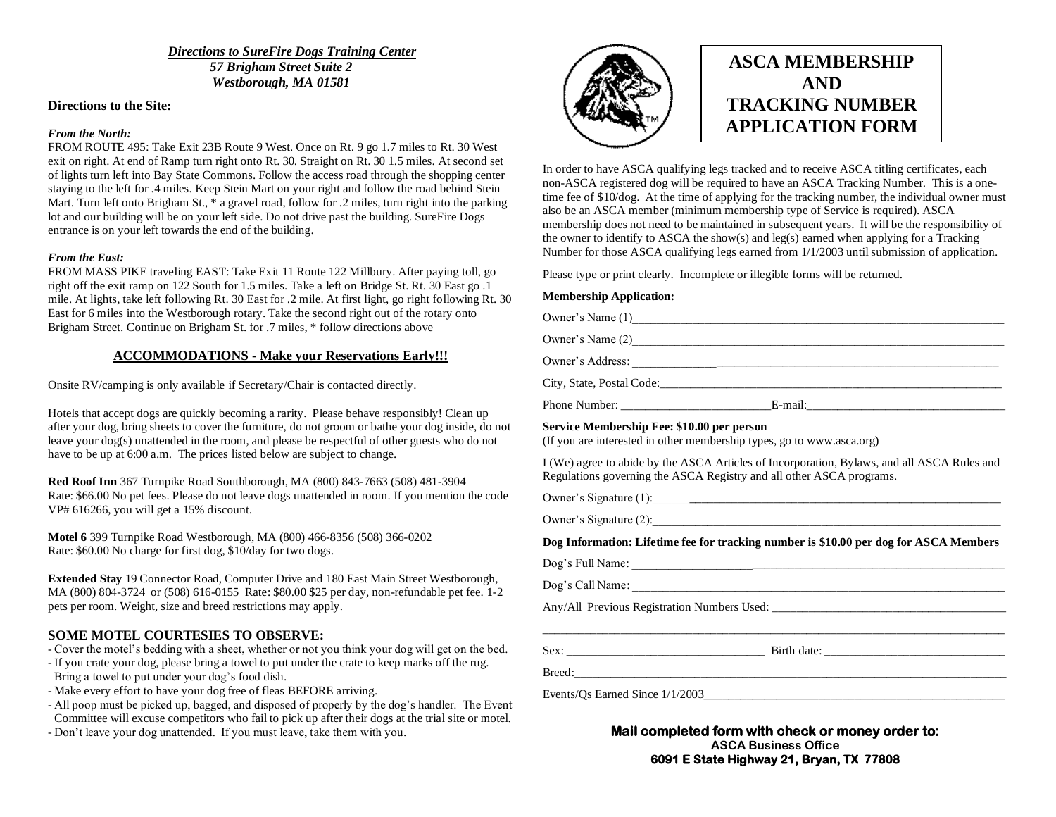*Directions to SureFire Dogs Training Center*
*57 Brigham Street Suite 2*
*Westborough, MA 01581*

**Directions to the Site:**

*From the North:*
FROM ROUTE 495: Take Exit 23B Route 9 West. Once on Rt. 9 go 1.7 miles to Rt. 30 West exit on right. At end of Ramp turn right onto Rt. 30. Straight on Rt. 30 1.5 miles. At second set of lights turn left into Bay State Commons. Follow the access road through the shopping center staying to the left for .4 miles. Keep Stein Mart on your right and follow the road behind Stein Mart. Turn left onto Brigham St., * a gravel road, follow for .2 miles, turn right into the parking lot and our building will be on your left side. Do not drive past the building. SureFire Dogs entrance is on your left towards the end of the building.

*From the East:*
FROM MASS PIKE traveling EAST: Take Exit 11 Route 122 Millbury. After paying toll, go right off the exit ramp on 122 South for 1.5 miles. Take a left on Bridge St. Rt. 30 East go .1 mile. At lights, take left following Rt. 30 East for .2 mile. At first light, go right following Rt. 30 East for 6 miles into the Westborough rotary. Take the second right out of the rotary onto Brigham Street. Continue on Brigham St. for .7 miles, * follow directions above

## ACCOMMODATIONS - Make your Reservations Early!!!

Onsite RV/camping is only available if Secretary/Chair is contacted directly.

Hotels that accept dogs are quickly becoming a rarity. Please behave responsibly! Clean up after your dog, bring sheets to cover the furniture, do not groom or bathe your dog inside, do not leave your dog(s) unattended in the room, and please be respectful of other guests who do not have to be up at 6:00 a.m. The prices listed below are subject to change.

**Red Roof Inn** 367 Turnpike Road Southborough, MA (800) 843-7663 (508) 481-3904
Rate: $66.00 No pet fees. Please do not leave dogs unattended in room. If you mention the code VP# 616266, you will get a 15% discount.

**Motel 6** 399 Turnpike Road Westborough, MA (800) 466-8356 (508) 366-0202
Rate: $60.00 No charge for first dog, $10/day for two dogs.

**Extended Stay** 19 Connector Road, Computer Drive and 180 East Main Street Westborough, MA (800) 804-3724 or (508) 616-0155 Rate: $80.00 $25 per day, non-refundable pet fee. 1-2 pets per room. Weight, size and breed restrictions may apply.

### SOME MOTEL COURTESIES TO OBSERVE:

- Cover the motel's bedding with a sheet, whether or not you think your dog will get on the bed.
- If you crate your dog, please bring a towel to put under the crate to keep marks off the rug. Bring a towel to put under your dog's food dish.
- Make every effort to have your dog free of fleas BEFORE arriving.
- All poop must be picked up, bagged, and disposed of properly by the dog's handler. The Event Committee will excuse competitors who fail to pick up after their dogs at the trial site or motel.
- Don't leave your dog unattended. If you must leave, take them with you.

# ASCA MEMBERSHIP AND TRACKING NUMBER APPLICATION FORM

In order to have ASCA qualifying legs tracked and to receive ASCA titling certificates, each non-ASCA registered dog will be required to have an ASCA Tracking Number. This is a one-time fee of $10/dog. At the time of applying for the tracking number, the individual owner must also be an ASCA member (minimum membership type of Service is required). ASCA membership does not need to be maintained in subsequent years. It will be the responsibility of the owner to identify to ASCA the show(s) and leg(s) earned when applying for a Tracking Number for those ASCA qualifying legs earned from 1/1/2003 until submission of application.

Please type or print clearly. Incomplete or illegible forms will be returned.

**Membership Application:**

Owner's Name (1)______________________________

Owner's Name (2)______________________________

Owner's Address: ______________________________

City, State, Postal Code:______________________________

Phone Number: ______________ E-mail:______________

**Service Membership Fee: $10.00 per person**
(If you are interested in other membership types, go to www.asca.org)

I (We) agree to abide by the ASCA Articles of Incorporation, Bylaws, and all ASCA Rules and Regulations governing the ASCA Registry and all other ASCA programs.

Owner's Signature (1):______________________________

Owner's Signature (2):______________________________

**Dog Information: Lifetime fee for tracking number is $10.00 per dog for ASCA Members**

Dog's Full Name: ______________________________

Dog's Call Name: ______________________________

Any/All Previous Registration Numbers Used: ______________________________

______________________________

Sex: ______________ Birth date: ______________

Breed:______________________________

Events/Qs Earned Since 1/1/2003______________________________

**Mail completed form with check or money order to:**
**ASCA Business Office**
**6091 E State Highway 21, Bryan, TX 77808**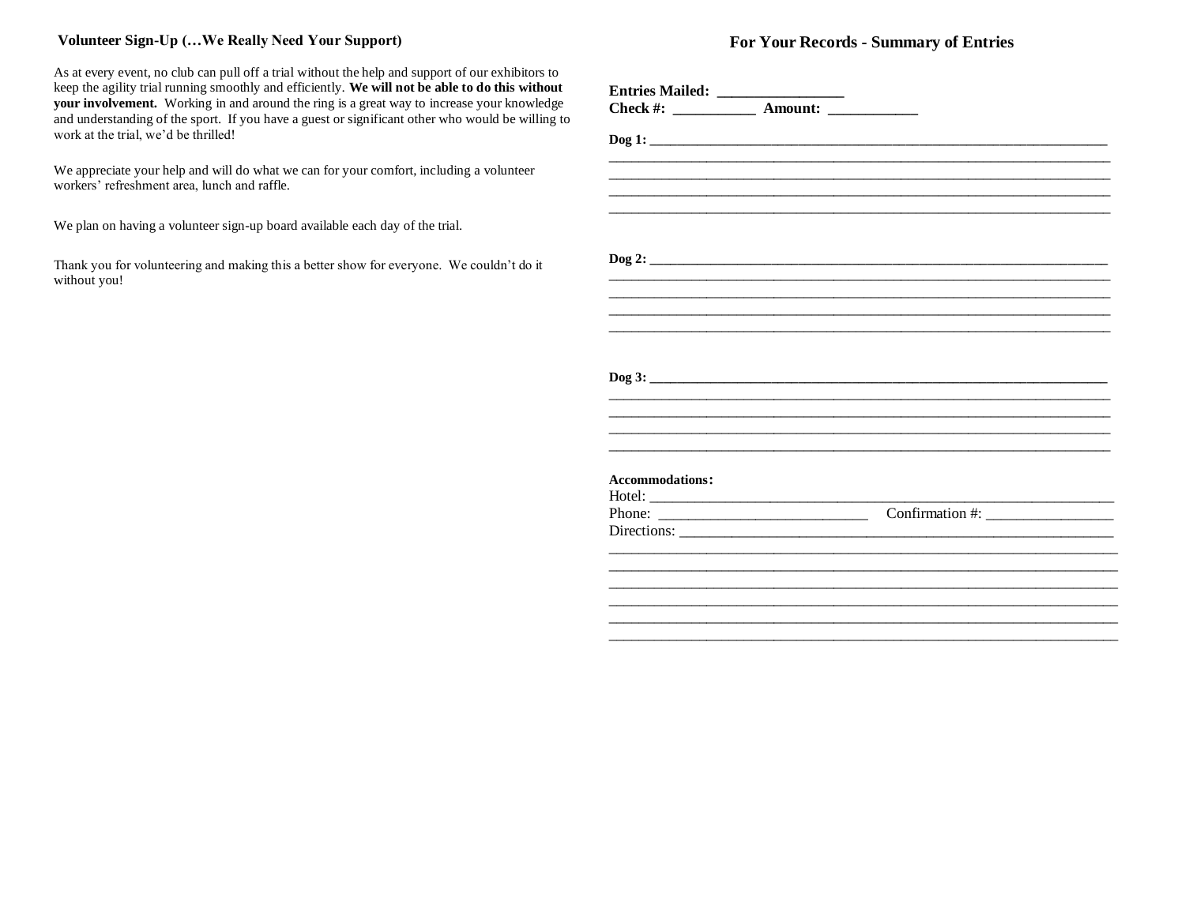## Volunteer Sign-Up (…We Really Need Your Support)

As at every event, no club can pull off a trial without the help and support of our exhibitors to keep the agility trial running smoothly and efficiently. **We will not be able to do this without your involvement.** Working in and around the ring is a great way to increase your knowledge and understanding of the sport. If you have a guest or significant other who would be willing to work at the trial, we'd be thrilled!

We appreciate your help and will do what we can for your comfort, including a volunteer workers' refreshment area, lunch and raffle.

We plan on having a volunteer sign-up board available each day of the trial.

Thank you for volunteering and making this a better show for everyone. We couldn't do it without you!

## For Your Records - Summary of Entries

**Entries Mailed:** ________________
**Check #:** ___________ **Amount:** ____________

**Dog 1:** ______________________________________________________________________
______________________________________________________________________
______________________________________________________________________
______________________________________________________________________
______________________________________________________________________

**Dog 2:** ______________________________________________________________________
______________________________________________________________________
______________________________________________________________________
______________________________________________________________________
______________________________________________________________________

**Dog 3:** ______________________________________________________________________
______________________________________________________________________
______________________________________________________________________
______________________________________________________________________
______________________________________________________________________

**Accommodations:**
Hotel: ____________________________________________________________
Phone: ___________________________ Confirmation #: _________________
Directions: _______________________________________________________
______________________________________________________________________
______________________________________________________________________
______________________________________________________________________
______________________________________________________________________
______________________________________________________________________
______________________________________________________________________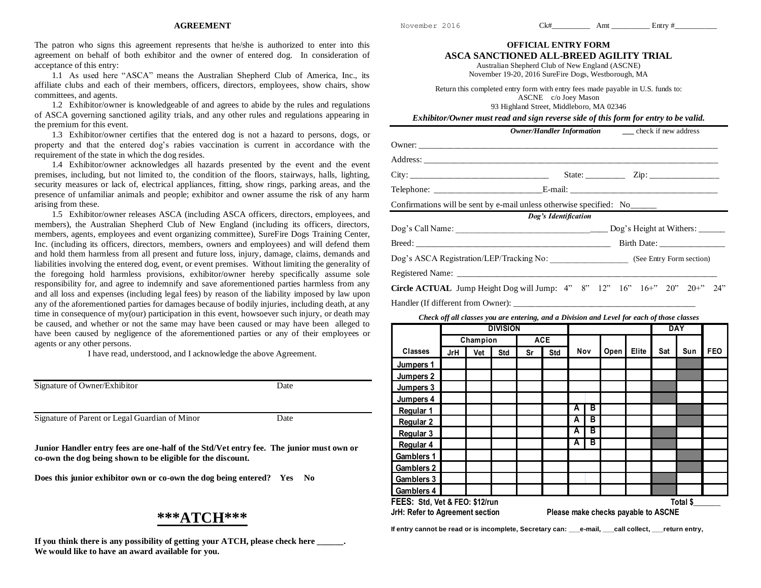## AGREEMENT

The patron who signs this agreement represents that he/she is authorized to enter into this agreement on behalf of both exhibitor and the owner of entered dog. In consideration of acceptance of this entry:

1.1 As used here "ASCA" means the Australian Shepherd Club of America, Inc., its affiliate clubs and each of their members, officers, directors, employees, show chairs, show committees, and agents.

1.2 Exhibitor/owner is knowledgeable of and agrees to abide by the rules and regulations of ASCA governing sanctioned agility trials, and any other rules and regulations appearing in the premium for this event.

1.3 Exhibitor/owner certifies that the entered dog is not a hazard to persons, dogs, or property and that the entered dog's rabies vaccination is current in accordance with the requirement of the state in which the dog resides.

1.4 Exhibitor/owner acknowledges all hazards presented by the event and the event premises, including, but not limited to, the condition of the floors, stairways, halls, lighting, security measures or lack of, electrical appliances, fitting, show rings, parking areas, and the presence of unfamiliar animals and people; exhibitor and owner assume the risk of any harm arising from these.

1.5 Exhibitor/owner releases ASCA (including ASCA officers, directors, employees, and members), the Australian Shepherd Club of New England (including its officers, directors, members, agents, employees and event organizing committee), SureFire Dogs Training Center, Inc. (including its officers, directors, members, owners and employees) and will defend them and hold them harmless from all present and future loss, injury, damage, claims, demands and liabilities involving the entered dog, event, or event premises. Without limiting the generality of the foregoing hold harmless provisions, exhibitor/owner hereby specifically assume sole responsibility for, and agree to indemnify and save aforementioned parties harmless from any and all loss and expenses (including legal fees) by reason of the liability imposed by law upon any of the aforementioned parties for damages because of bodily injuries, including death, at any time in consequence of my(our) participation in this event, howsoever such injury, or death may be caused, and whether or not the same may have been caused or may have been alleged to have been caused by negligence of the aforementioned parties or any of their employees or agents or any other persons.

I have read, understood, and I acknowledge the above Agreement.

Signature of Owner/Exhibitor                Date

Signature of Parent or Legal Guardian of Minor                Date

**Junior Handler entry fees are one-half of the Std/Vet entry fee. The junior must own or co-own the dog being shown to be eligible for the discount.**

**Does this junior exhibitor own or co-own the dog being entered? Yes No**

## \*\*\*ATCH\*\*\*

**If you think there is any possibility of getting your ATCH, please check here ______. We would like to have an award available for you.**

November 2016 Ck#__________ Amt __________ Entry #___________

**OFFICIAL ENTRY FORM**
**ASCA SANCTIONED ALL-BREED AGILITY TRIAL**
Australian Shepherd Club of New England (ASCNE)
November 19-20, 2016 SureFire Dogs, Westborough, MA

Return this completed entry form with entry fees made payable in U.S. funds to:
ASCNE c/o Joey Mason
93 Highland Street, Middleboro, MA 02346

***Exhibitor/Owner must read and sign reverse side of this form for entry to be valid.***

***Owner/Handler Information*** ___ check if new address

Owner: ______________________________________________

Address: ______________________________________________

City: ______________________ State: _________ Zip: ________________

Telephone: ________________________ E-mail: ______________________

Confirmations will be sent by e-mail unless otherwise specified: No______

***Dog's Identification***

Dog's Call Name: ______________________ Dog's Height at Withers: ______

Breed: ______________________ Birth Date: _______________

Dog's ASCA Registration/LEP/Tracking No: _________________ (See Entry Form section)

Registered Name: ______________________________________________

**Circle ACTUAL** Jump Height Dog will Jump: 4" 8" 12" 16" 16+" 20" 20+" 24"

Handler (If different from Owner): ______________________________________

***Check off all classes you are entering, and a Division and Level for each of those classes***

| Classes | DIVISION | | | | | | | | | DAY | | |
|---|---|---|---|---|---|---|---|---|---|---|---|---|
| | Champion | | | ACE | | | | | | | | |
| | JrH | Vet | Std | Sr | Std | Nov | | Open | Elite | Sat | Sun | FEO |
| Jumpers 1 | | | | | | | | | | | (shaded) | |
| Jumpers 2 | | | | | | | | | | | (shaded) | |
| Jumpers 3 | | | | | | | | | | (shaded) | | |
| Jumpers 4 | | | | | | | | | | (shaded) | | |
| Regular 1 | | | | | | A | B | | | | (shaded) | |
| Regular 2 | | | | | | A | B | | | | (shaded) | |
| Regular 3 | | | | | | A | B | | | (shaded) | | |
| Regular 4 | | | | | | A | B | | | (shaded) | | |
| Gamblers 1 | | | | | | | | | | | (shaded) | |
| Gamblers 2 | | | | | | | | | | | (shaded) | |
| Gamblers 3 | | | | | | | | | | (shaded) | | |
| Gamblers 4 | | | | | | | | | | (shaded) | | |

**FEES: Std, Vet & FEO: $12/run** **Total $_______**

**JrH: Refer to Agreement section** **Please make checks payable to ASCNE**

**If entry cannot be read or is incomplete, Secretary can: ___e-mail, ___call collect, ___return entry,**